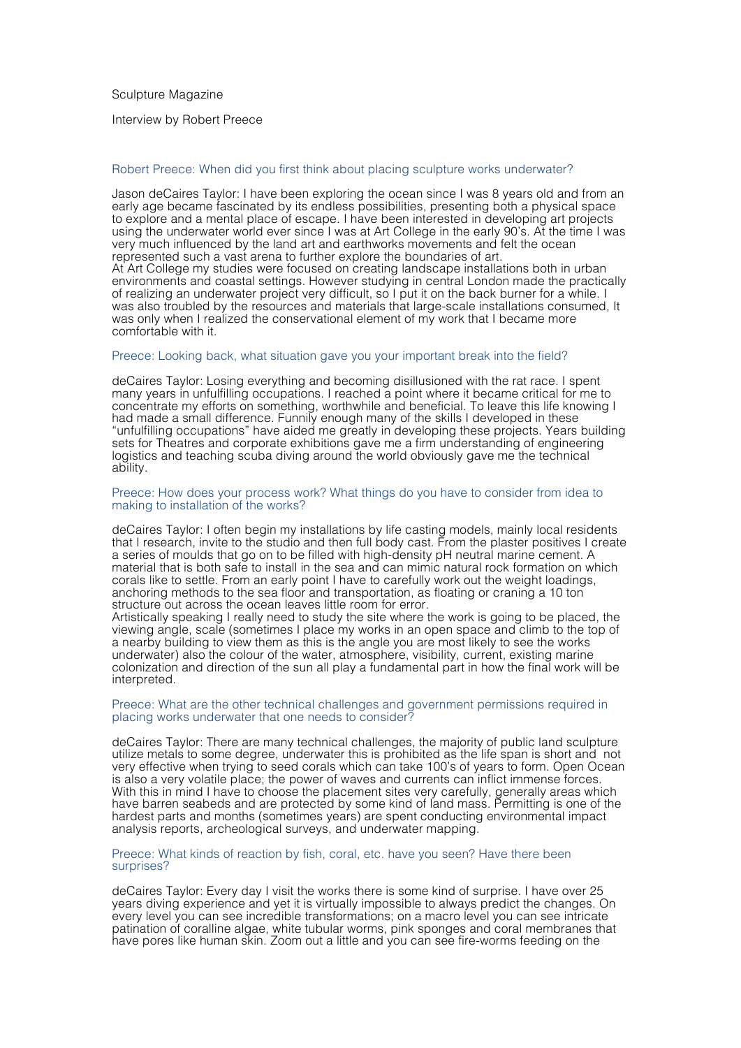Sculpture Magazine

Interview by Robert Preece

**Robert Preece: When did you first think about placing sculpture works underwater?**

Jason deCaires Taylor: I have been exploring the ocean since I was 8 years old and from an early age became fascinated by its endless possibilities, presenting both a physical space to explore and a mental place of escape. I have been interested in developing art projects using the underwater world ever since I was at Art College in the early 90's. At the time I was very much influenced by the land art and earthworks movements and felt the ocean represented such a vast arena to further explore the boundaries of art.
At Art College my studies were focused on creating landscape installations both in urban environments and coastal settings. However studying in central London made the practically of realizing an underwater project very difficult, so I put it on the back burner for a while. I was also troubled by the resources and materials that large-scale installations consumed, It was only when I realized the conservational element of my work that I became more comfortable with it.

**Preece: Looking back, what situation gave you your important break into the field?**

deCaires Taylor: Losing everything and becoming disillusioned with the rat race. I spent many years in unfulfilling occupations. I reached a point where it became critical for me to concentrate my efforts on something, worthwhile and beneficial. To leave this life knowing I had made a small difference. Funnily enough many of the skills I developed in these "unfulfilling occupations" have aided me greatly in developing these projects. Years building sets for Theatres and corporate exhibitions gave me a firm understanding of engineering logistics and teaching scuba diving around the world obviously gave me the technical ability.

**Preece: How does your process work? What things do you have to consider from idea to making to installation of the works?**

deCaires Taylor: I often begin my installations by life casting models, mainly local residents that I research, invite to the studio and then full body cast. From the plaster positives I create a series of moulds that go on to be filled with high-density pH neutral marine cement. A material that is both safe to install in the sea and can mimic natural rock formation on which corals like to settle. From an early point I have to carefully work out the weight loadings, anchoring methods to the sea floor and transportation, as floating or craning a 10 ton structure out across the ocean leaves little room for error.
Artistically speaking I really need to study the site where the work is going to be placed, the viewing angle, scale (sometimes I place my works in an open space and climb to the top of a nearby building to view them as this is the angle you are most likely to see the works underwater) also the colour of the water, atmosphere, visibility, current, existing marine colonization and direction of the sun all play a fundamental part in how the final work will be interpreted.

**Preece: What are the other technical challenges and government permissions required in placing works underwater that one needs to consider?**

deCaires Taylor: There are many technical challenges, the majority of public land sculpture utilize metals to some degree, underwater this is prohibited as the life span is short and not very effective when trying to seed corals which can take 100's of years to form. Open Ocean is also a very volatile place; the power of waves and currents can inflict immense forces. With this in mind I have to choose the placement sites very carefully, generally areas which have barren seabeds and are protected by some kind of land mass. Permitting is one of the hardest parts and months (sometimes years) are spent conducting environmental impact analysis reports, archeological surveys, and underwater mapping.

**Preece: What kinds of reaction by fish, coral, etc. have you seen? Have there been surprises?**

deCaires Taylor: Every day I visit the works there is some kind of surprise. I have over 25 years diving experience and yet it is virtually impossible to always predict the changes. On every level you can see incredible transformations; on a macro level you can see intricate patination of coralline algae, white tubular worms, pink sponges and coral membranes that have pores like human skin. Zoom out a little and you can see fire-worms feeding on the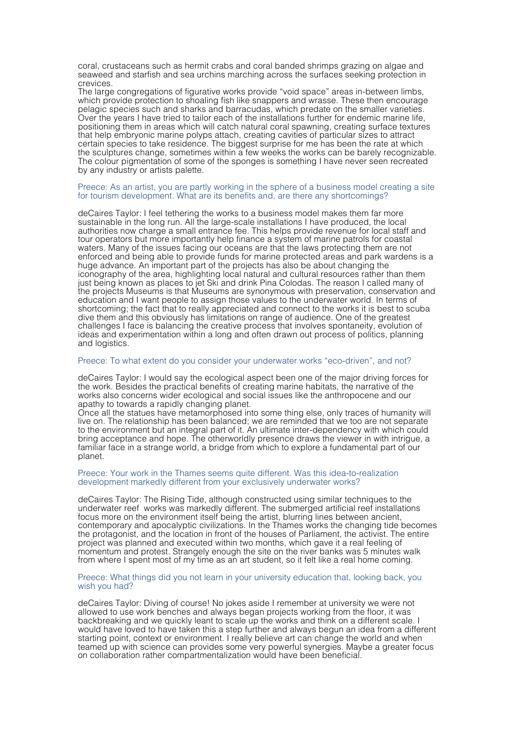coral, crustaceans such as hermit crabs and coral banded shrimps grazing on algae and seaweed and starfish and sea urchins marching across the surfaces seeking protection in crevices.
The large congregations of figurative works provide "void space" areas in-between limbs, which provide protection to shoaling fish like snappers and wrasse. These then encourage pelagic species such and sharks and barracudas, which predate on the smaller varieties. Over the years I have tried to tailor each of the installations further for endemic marine life, positioning them in areas which will catch natural coral spawning, creating surface textures that help embryonic marine polyps attach, creating cavities of particular sizes to attract certain species to take residence. The biggest surprise for me has been the rate at which the sculptures change, sometimes within a few weeks the works can be barely recognizable. The colour pigmentation of some of the sponges is something I have never seen recreated by any industry or artists palette.

Preece: As an artist, you are partly working in the sphere of a business model creating a site for tourism development. What are its benefits and, are there any shortcomings?

deCaires Taylor: I feel tethering the works to a business model makes them far more sustainable in the long run. All the large-scale installations I have produced, the local authorities now charge a small entrance fee. This helps provide revenue for local staff and tour operators but more importantly help finance a system of marine patrols for coastal waters. Many of the issues facing our oceans are that the laws protecting them are not enforced and being able to provide funds for marine protected areas and park wardens is a huge advance. An important part of the projects has also be about changing the iconography of the area, highlighting local natural and cultural resources rather than them just being known as places to jet Ski and drink Pina Colodas. The reason I called many of the projects Museums is that Museums are synonymous with preservation, conservation and education and I want people to assign those values to the underwater world. In terms of shortcoming; the fact that to really appreciated and connect to the works it is best to scuba dive them and this obviously has limitations on range of audience. One of the greatest challenges I face is balancing the creative process that involves spontaneity, evolution of ideas and experimentation within a long and often drawn out process of politics, planning and logistics.

Preece: To what extent do you consider your underwater works "eco-driven", and not?

deCaires Taylor: I would say the ecological aspect been one of the major driving forces for the work. Besides the practical benefits of creating marine habitats, the narrative of the works also concerns wider ecological and social issues like the anthropocene and our apathy to towards a rapidly changing planet.
Once all the statues have metamorphosed into some thing else, only traces of humanity will live on. The relationship has been balanced; we are reminded that we too are not separate to the environment but an integral part of it. An ultimate inter-dependency with which could bring acceptance and hope. The otherworldly presence draws the viewer in with intrigue, a familiar face in a strange world, a bridge from which to explore a fundamental part of our planet.

Preece: Your work in the Thames seems quite different. Was this idea-to-realization development markedly different from your exclusively underwater works?

deCaires Taylor: The Rising Tide, although constructed using similar techniques to the underwater reef works was markedly different. The submerged artificial reef installations focus more on the environment itself being the artist, blurring lines between ancient, contemporary and apocalyptic civilizations. In the Thames works the changing tide becomes the protagonist, and the location in front of the houses of Parliament, the activist. The entire project was planned and executed within two months, which gave it a real feeling of momentum and protest. Strangely enough the site on the river banks was 5 minutes walk from where I spent most of my time as an art student, so it felt like a real home coming.

Preece: What things did you not learn in your university education that, looking back, you wish you had?

deCaires Taylor: Diving of course! No jokes aside I remember at university we were not allowed to use work benches and always began projects working from the floor, it was backbreaking and we quickly leant to scale up the works and think on a different scale. I would have loved to have taken this a step further and always begun an idea from a different starting point, context or environment. I really believe art can change the world and when teamed up with science can provides some very powerful synergies. Maybe a greater focus on collaboration rather compartmentalization would have been beneficial.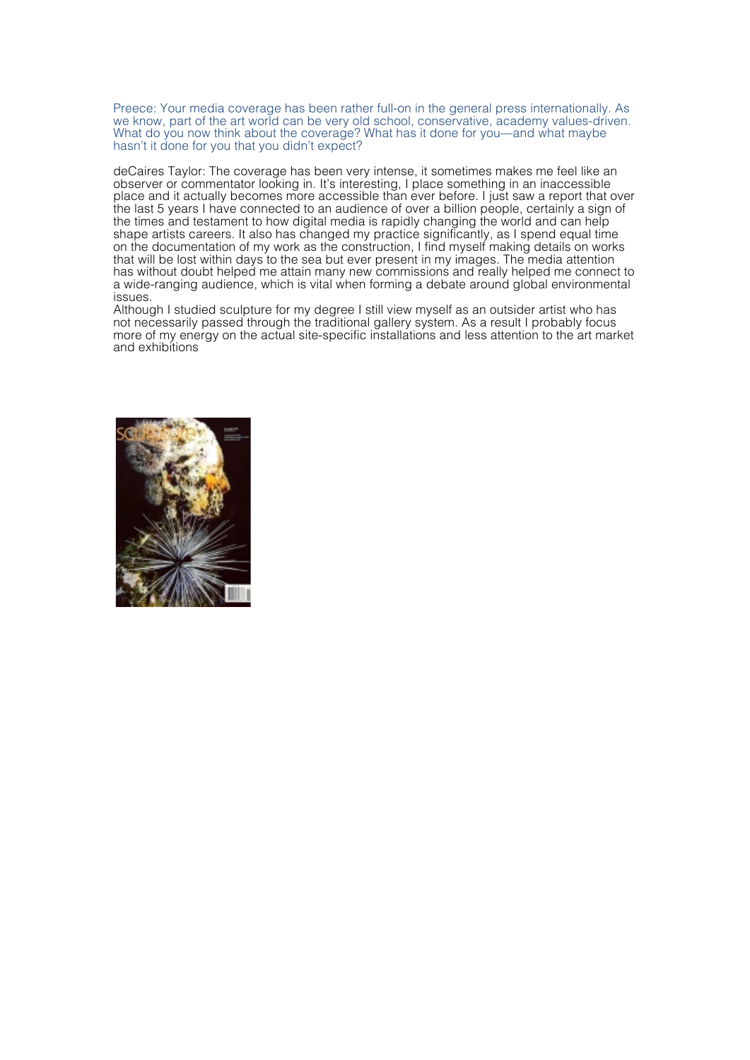Preece: Your media coverage has been rather full-on in the general press internationally. As we know, part of the art world can be very old school, conservative, academy values-driven. What do you now think about the coverage? What has it done for you—and what maybe hasn't it done for you that you didn't expect?

deCaires Taylor: The coverage has been very intense, it sometimes makes me feel like an observer or commentator looking in. It's interesting, I place something in an inaccessible place and it actually becomes more accessible than ever before. I just saw a report that over the last 5 years I have connected to an audience of over a billion people, certainly a sign of the times and testament to how digital media is rapidly changing the world and can help shape artists careers. It also has changed my practice significantly, as I spend equal time on the documentation of my work as the construction, I find myself making details on works that will be lost within days to the sea but ever present in my images. The media attention has without doubt helped me attain many new commissions and really helped me connect to a wide-ranging audience, which is vital when forming a debate around global environmental issues.
Although I studied sculpture for my degree I still view myself as an outsider artist who has not necessarily passed through the traditional gallery system. As a result I probably focus more of my energy on the actual site-specific installations and less attention to the art market and exhibitions